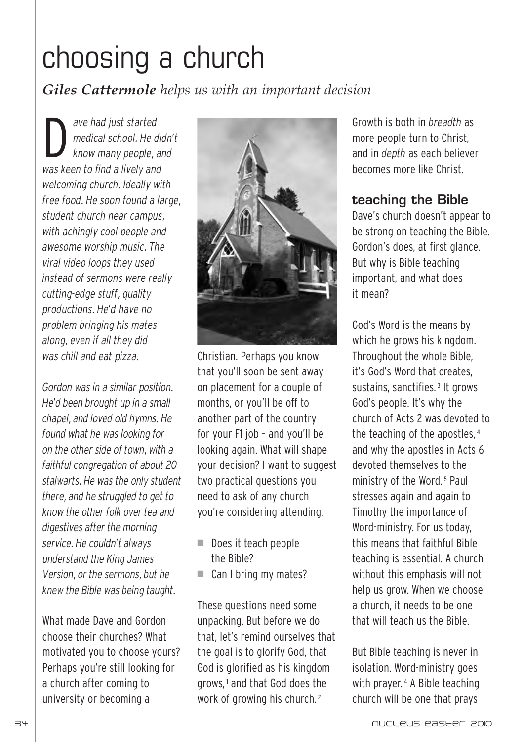# choosing a church

## *Giles Cattermole helps us with an important decision*

*Dave had just started medical school. He didn't know many people, and was keen to find a lively and welcoming church. Ideally with free food. He soon found a large, student church near campus, with achingly cool people and awesome worship music. The viral video loops they used instead of sermons were really cutting-edge stuff, quality productions. He'd have no problem bringing his mates along, even if all they did was chill and eat pizza.*

*Gordon was in a similar position. He'd been brought up in a small chapel, and loved old hymns. He found what he was looking for on the other side of town, with a faithful congregation of about 20 stalwarts. He was the only student there, and he struggled to get to know the other folk over tea and digestives after the morning service. He couldn't always understand the King James Version, or the sermons, but he knew the Bible was being taught.*

What made Dave and Gordon choose their churches? What motivated you to choose yours? Perhaps you're still looking for a church after coming to university or becoming a Christian. Perhaps you know that you'll soon be sent away on placement for a couple of months, or you'll be off to another part of the country for your F1 job – and you'll be looking again. What will shape your decision? I want to suggest two practical questions you need to ask of any church you're considering attending.

- Does it teach people the Bible?
- Can I bring my mates?

These questions need some unpacking. But before we do that, let's remind ourselves that the goal is to glorify God, that God is glorified as his kingdom grows,[1] and that God does the work of growing his church.[2] Growth is both in *breadth* as more people turn to Christ, and in *depth* as each believer becomes more like Christ.

### teaching the Bible

Dave's church doesn't appear to be strong on teaching the Bible. Gordon's does, at first glance. But why is Bible teaching important, and what does it mean?

God's Word is the means by which he grows his kingdom. Throughout the whole Bible, it's God's Word that creates, sustains, sanctifies.[3] It grows God's people. It's why the church of Acts 2 was devoted to the teaching of the apostles,[4] and why the apostles in Acts 6 devoted themselves to the ministry of the Word.[5] Paul stresses again and again to Timothy the importance of Word-ministry. For us today, this means that faithful Bible teaching is essential. A church without this emphasis will not help us grow. When we choose a church, it needs to be one that will teach us the Bible.

But Bible teaching is never in isolation. Word-ministry goes with prayer.[4] A Bible teaching church will be one that prays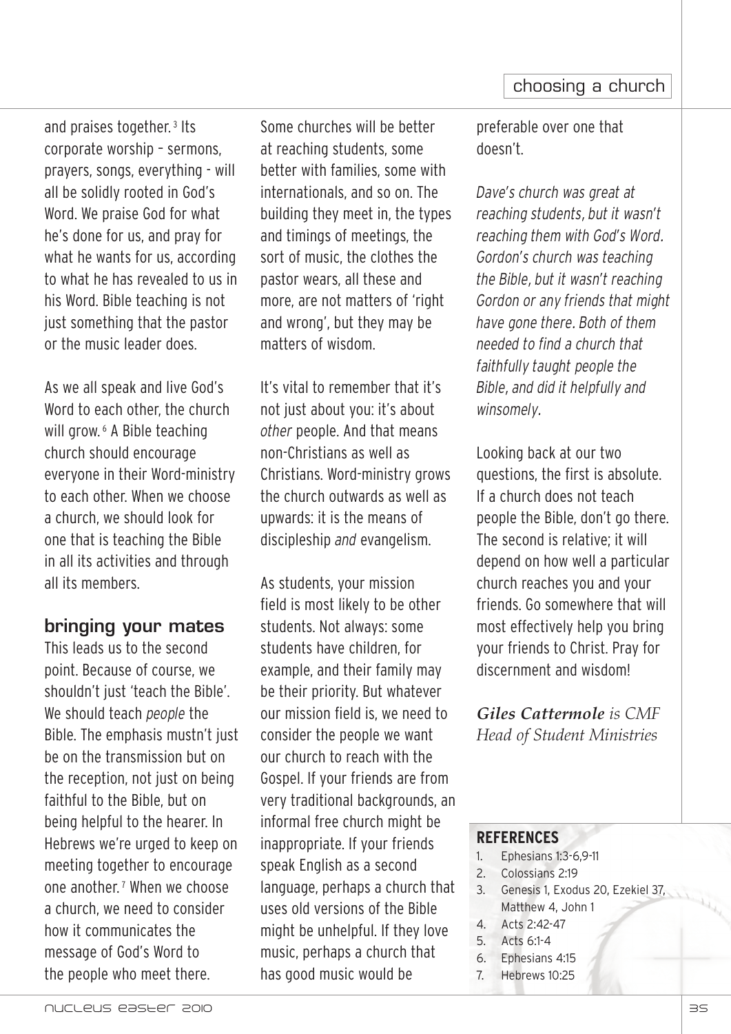and praises together.[3] Its corporate worship – sermons, prayers, songs, everything - will all be solidly rooted in God's Word. We praise God for what he's done for us, and pray for what he wants for us, according to what he has revealed to us in his Word. Bible teaching is not just something that the pastor or the music leader does.

As we all speak and live God's Word to each other, the church will grow.[6] A Bible teaching church should encourage everyone in their Word-ministry to each other. When we choose a church, we should look for one that is teaching the Bible in all its activities and through all its members.

## bringing your mates

This leads us to the second point. Because of course, we shouldn't just 'teach the Bible'. We should teach *people* the Bible. The emphasis mustn't just be on the transmission but on the reception, not just on being faithful to the Bible, but on being helpful to the hearer. In Hebrews we're urged to keep on meeting together to encourage one another.[7] When we choose a church, we need to consider how it communicates the message of God's Word to the people who meet there.

Some churches will be better at reaching students, some better with families, some with internationals, and so on. The building they meet in, the types and timings of meetings, the sort of music, the clothes the pastor wears, all these and more, are not matters of 'right and wrong', but they may be matters of wisdom.

It's vital to remember that it's not just about you: it's about *other* people. And that means non-Christians as well as Christians. Word-ministry grows the church outwards as well as upwards: it is the means of discipleship *and* evangelism.

As students, your mission field is most likely to be other students. Not always: some students have children, for example, and their family may be their priority. But whatever our mission field is, we need to consider the people we want our church to reach with the Gospel. If your friends are from very traditional backgrounds, an informal free church might be inappropriate. If your friends speak English as a second language, perhaps a church that uses old versions of the Bible might be unhelpful. If they love music, perhaps a church that has good music would be preferable over one that doesn't.

*Dave's church was great at reaching students, but it wasn't reaching them with God's Word. Gordon's church was teaching the Bible, but it wasn't reaching Gordon or any friends that might have gone there. Both of them needed to find a church that faithfully taught people the Bible, and did it helpfully and winsomely.*

Looking back at our two questions, the first is absolute. If a church does not teach people the Bible, don't go there. The second is relative; it will depend on how well a particular church reaches you and your friends. Go somewhere that will most effectively help you bring your friends to Christ. Pray for discernment and wisdom!

***Giles Cattermole** is CMF Head of Student Ministries*

### REFERENCES

1. Ephesians 1:3-6,9-11
2. Colossians 2:19
3. Genesis 1, Exodus 20, Ezekiel 37, Matthew 4, John 1
4. Acts 2:42-47
5. Acts 6:1-4
6. Ephesians 4:15
7. Hebrews 10:25